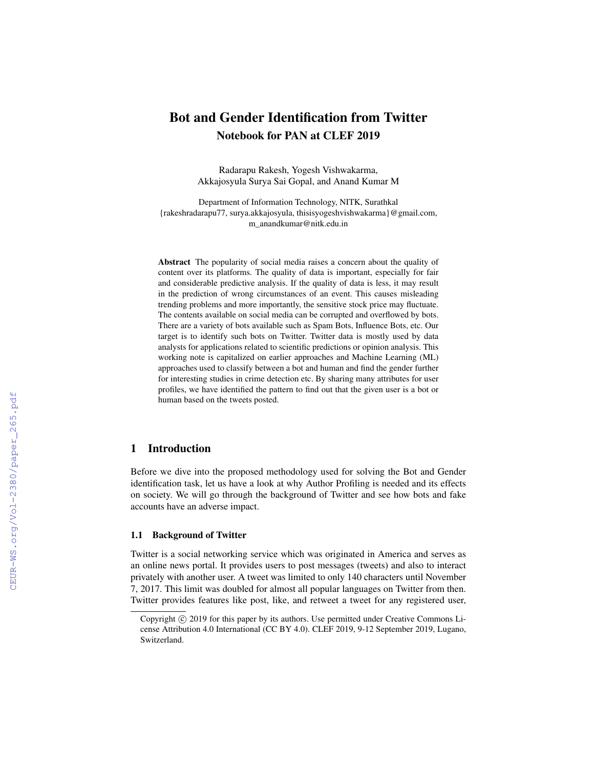# Bot and Gender Identification from Twitter

## Notebook for PAN at CLEF 2019

Radarapu Rakesh, Yogesh Vishwakarma, Akkajosyula Surya Sai Gopal, and Anand Kumar M

Department of Information Technology, NITK, Surathkal
{rakeshradarapu77, surya.akkajosyula, thisisyogeshvishwakarma}@gmail.com, m_anandkumar@nitk.edu.in

**Abstract** The popularity of social media raises a concern about the quality of content over its platforms. The quality of data is important, especially for fair and considerable predictive analysis. If the quality of data is less, it may result in the prediction of wrong circumstances of an event. This causes misleading trending problems and more importantly, the sensitive stock price may fluctuate. The contents available on social media can be corrupted and overflowed by bots. There are a variety of bots available such as Spam Bots, Influence Bots, etc. Our target is to identify such bots on Twitter. Twitter data is mostly used by data analysts for applications related to scientific predictions or opinion analysis. This working note is capitalized on earlier approaches and Machine Learning (ML) approaches used to classify between a bot and human and find the gender further for interesting studies in crime detection etc. By sharing many attributes for user profiles, we have identified the pattern to find out that the given user is a bot or human based on the tweets posted.

## 1 Introduction

Before we dive into the proposed methodology used for solving the Bot and Gender identification task, let us have a look at why Author Profiling is needed and its effects on society. We will go through the background of Twitter and see how bots and fake accounts have an adverse impact.

### 1.1 Background of Twitter

Twitter is a social networking service which was originated in America and serves as an online news portal. It provides users to post messages (tweets) and also to interact privately with another user. A tweet was limited to only 140 characters until November 7, 2017. This limit was doubled for almost all popular languages on Twitter from then. Twitter provides features like post, like, and retweet a tweet for any registered user,

Copyright © 2019 for this paper by its authors. Use permitted under Creative Commons License Attribution 4.0 International (CC BY 4.0). CLEF 2019, 9-12 September 2019, Lugano, Switzerland.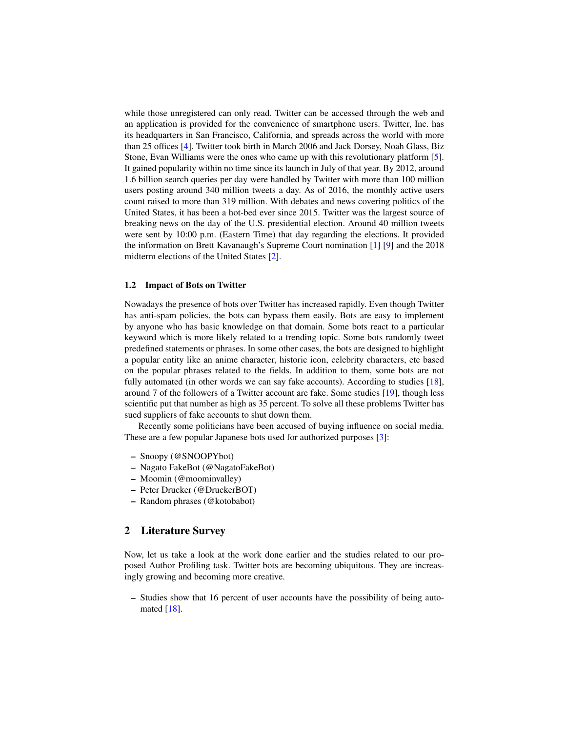while those unregistered can only read. Twitter can be accessed through the web and an application is provided for the convenience of smartphone users. Twitter, Inc. has its headquarters in San Francisco, California, and spreads across the world with more than 25 offices [4]. Twitter took birth in March 2006 and Jack Dorsey, Noah Glass, Biz Stone, Evan Williams were the ones who came up with this revolutionary platform [5]. It gained popularity within no time since its launch in July of that year. By 2012, around 1.6 billion search queries per day were handled by Twitter with more than 100 million users posting around 340 million tweets a day. As of 2016, the monthly active users count raised to more than 319 million. With debates and news covering politics of the United States, it has been a hot-bed ever since 2015. Twitter was the largest source of breaking news on the day of the U.S. presidential election. Around 40 million tweets were sent by 10:00 p.m. (Eastern Time) that day regarding the elections. It provided the information on Brett Kavanaugh's Supreme Court nomination [1] [9] and the 2018 midterm elections of the United States [2].

### 1.2 Impact of Bots on Twitter

Nowadays the presence of bots over Twitter has increased rapidly. Even though Twitter has anti-spam policies, the bots can bypass them easily. Bots are easy to implement by anyone who has basic knowledge on that domain. Some bots react to a particular keyword which is more likely related to a trending topic. Some bots randomly tweet predefined statements or phrases. In some other cases, the bots are designed to highlight a popular entity like an anime character, historic icon, celebrity characters, etc based on the popular phrases related to the fields. In addition to them, some bots are not fully automated (in other words we can say fake accounts). According to studies [18], around 7 of the followers of a Twitter account are fake. Some studies [19], though less scientific put that number as high as 35 percent. To solve all these problems Twitter has sued suppliers of fake accounts to shut down them.

Recently some politicians have been accused of buying influence on social media. These are a few popular Japanese bots used for authorized purposes [3]:

- Snoopy (@SNOOPYbot)
- Nagato FakeBot (@NagatoFakeBot)
- Moomin (@moominvalley)
- Peter Drucker (@DruckerBOT)
- Random phrases (@kotobabot)

## 2 Literature Survey

Now, let us take a look at the work done earlier and the studies related to our proposed Author Profiling task. Twitter bots are becoming ubiquitous. They are increasingly growing and becoming more creative.

- Studies show that 16 percent of user accounts have the possibility of being automated [18].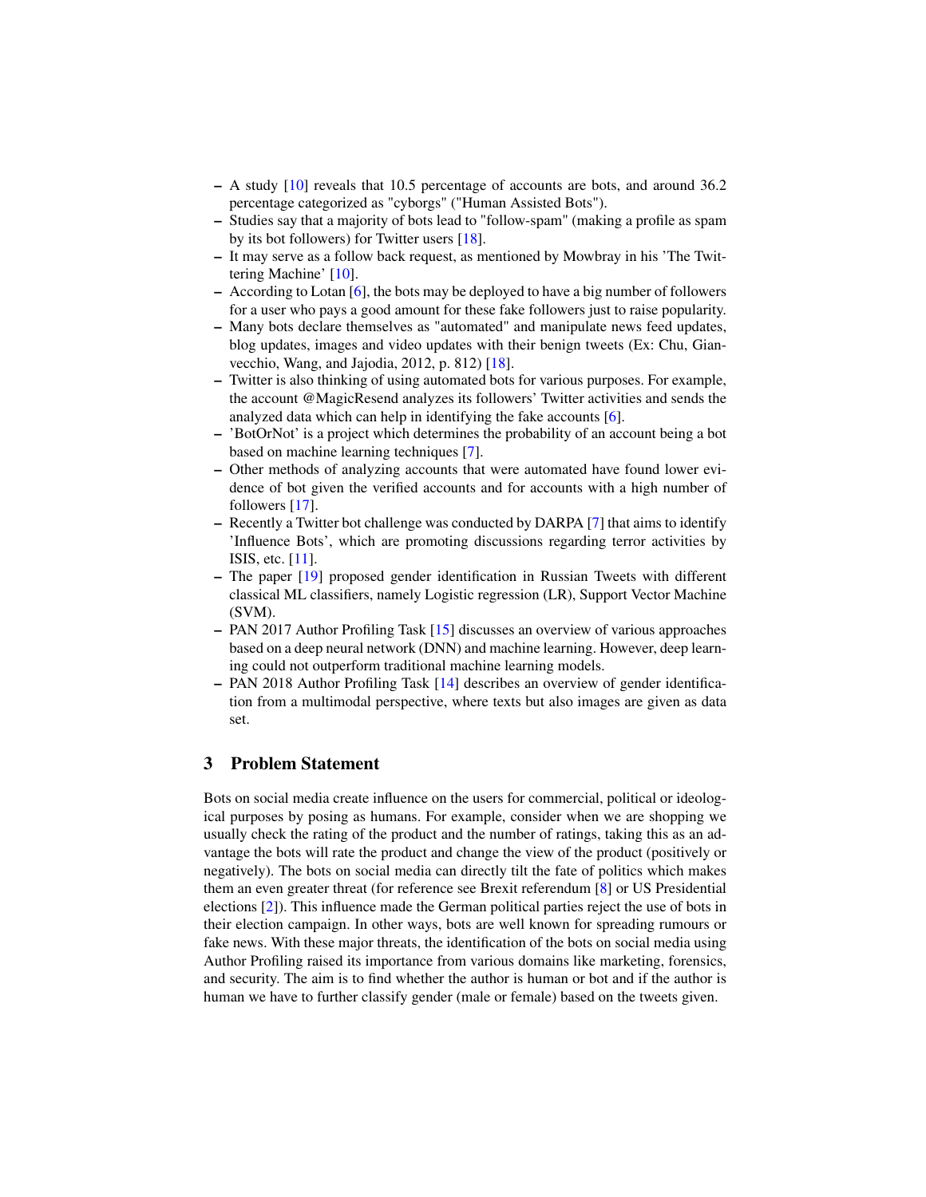- A study [10] reveals that 10.5 percentage of accounts are bots, and around 36.2 percentage categorized as "cyborgs" ("Human Assisted Bots").
- Studies say that a majority of bots lead to "follow-spam" (making a profile as spam by its bot followers) for Twitter users [18].
- It may serve as a follow back request, as mentioned by Mowbray in his 'The Twittering Machine' [10].
- According to Lotan [6], the bots may be deployed to have a big number of followers for a user who pays a good amount for these fake followers just to raise popularity.
- Many bots declare themselves as "automated" and manipulate news feed updates, blog updates, images and video updates with their benign tweets (Ex: Chu, Gianvecchio, Wang, and Jajodia, 2012, p. 812) [18].
- Twitter is also thinking of using automated bots for various purposes. For example, the account @MagicResend analyzes its followers' Twitter activities and sends the analyzed data which can help in identifying the fake accounts [6].
- 'BotOrNot' is a project which determines the probability of an account being a bot based on machine learning techniques [7].
- Other methods of analyzing accounts that were automated have found lower evidence of bot given the verified accounts and for accounts with a high number of followers [17].
- Recently a Twitter bot challenge was conducted by DARPA [7] that aims to identify 'Influence Bots', which are promoting discussions regarding terror activities by ISIS, etc. [11].
- The paper [19] proposed gender identification in Russian Tweets with different classical ML classifiers, namely Logistic regression (LR), Support Vector Machine (SVM).
- PAN 2017 Author Profiling Task [15] discusses an overview of various approaches based on a deep neural network (DNN) and machine learning. However, deep learning could not outperform traditional machine learning models.
- PAN 2018 Author Profiling Task [14] describes an overview of gender identification from a multimodal perspective, where texts but also images are given as data set.

## 3 Problem Statement

Bots on social media create influence on the users for commercial, political or ideological purposes by posing as humans. For example, consider when we are shopping we usually check the rating of the product and the number of ratings, taking this as an advantage the bots will rate the product and change the view of the product (positively or negatively). The bots on social media can directly tilt the fate of politics which makes them an even greater threat (for reference see Brexit referendum [8] or US Presidential elections [2]). This influence made the German political parties reject the use of bots in their election campaign. In other ways, bots are well known for spreading rumours or fake news. With these major threats, the identification of the bots on social media using Author Profiling raised its importance from various domains like marketing, forensics, and security. The aim is to find whether the author is human or bot and if the author is human we have to further classify gender (male or female) based on the tweets given.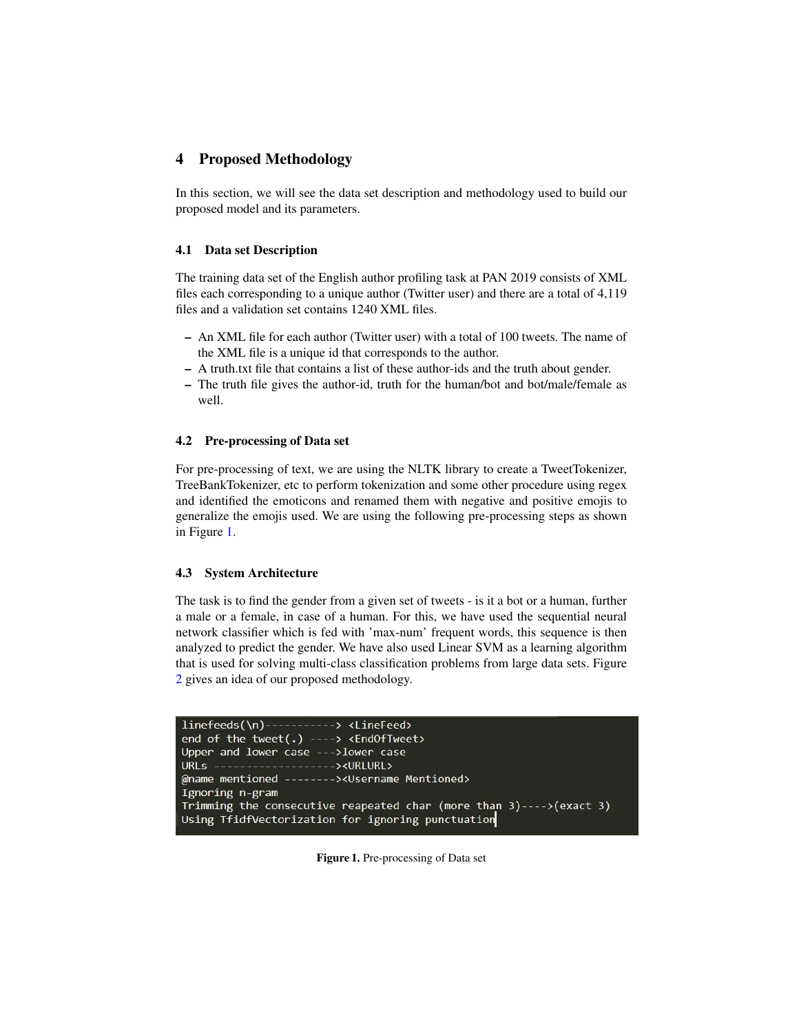## 4 Proposed Methodology

In this section, we will see the data set description and methodology used to build our proposed model and its parameters.

### 4.1 Data set Description

The training data set of the English author profiling task at PAN 2019 consists of XML files each corresponding to a unique author (Twitter user) and there are a total of 4,119 files and a validation set contains 1240 XML files.

– An XML file for each author (Twitter user) with a total of 100 tweets. The name of the XML file is a unique id that corresponds to the author.
– A truth.txt file that contains a list of these author-ids and the truth about gender.
– The truth file gives the author-id, truth for the human/bot and bot/male/female as well.

### 4.2 Pre-processing of Data set

For pre-processing of text, we are using the NLTK library to create a TweetTokenizer, TreeBankTokenizer, etc to perform tokenization and some other procedure using regex and identified the emoticons and renamed them with negative and positive emojis to generalize the emojis used. We are using the following pre-processing steps as shown in Figure 1.

### 4.3 System Architecture

The task is to find the gender from a given set of tweets - is it a bot or a human, further a male or a female, in case of a human. For this, we have used the sequential neural network classifier which is fed with 'max-num' frequent words, this sequence is then analyzed to predict the gender. We have also used Linear SVM as a learning algorithm that is used for solving multi-class classification problems from large data sets. Figure 2 gives an idea of our proposed methodology.

```
linefeeds(\n)-----------> <LineFeed>
end of the tweet(.) ----> <EndOfTweet>
Upper and lower case --->lower case
URLs ------------------><URLURL>
@name mentioned --------><Username Mentioned>
Ignoring n-gram
Trimming the consecutive reapeated char (more than 3)---->(exact 3)
Using TfidfVectorization for ignoring punctuation
```

**Figure 1.** Pre-processing of Data set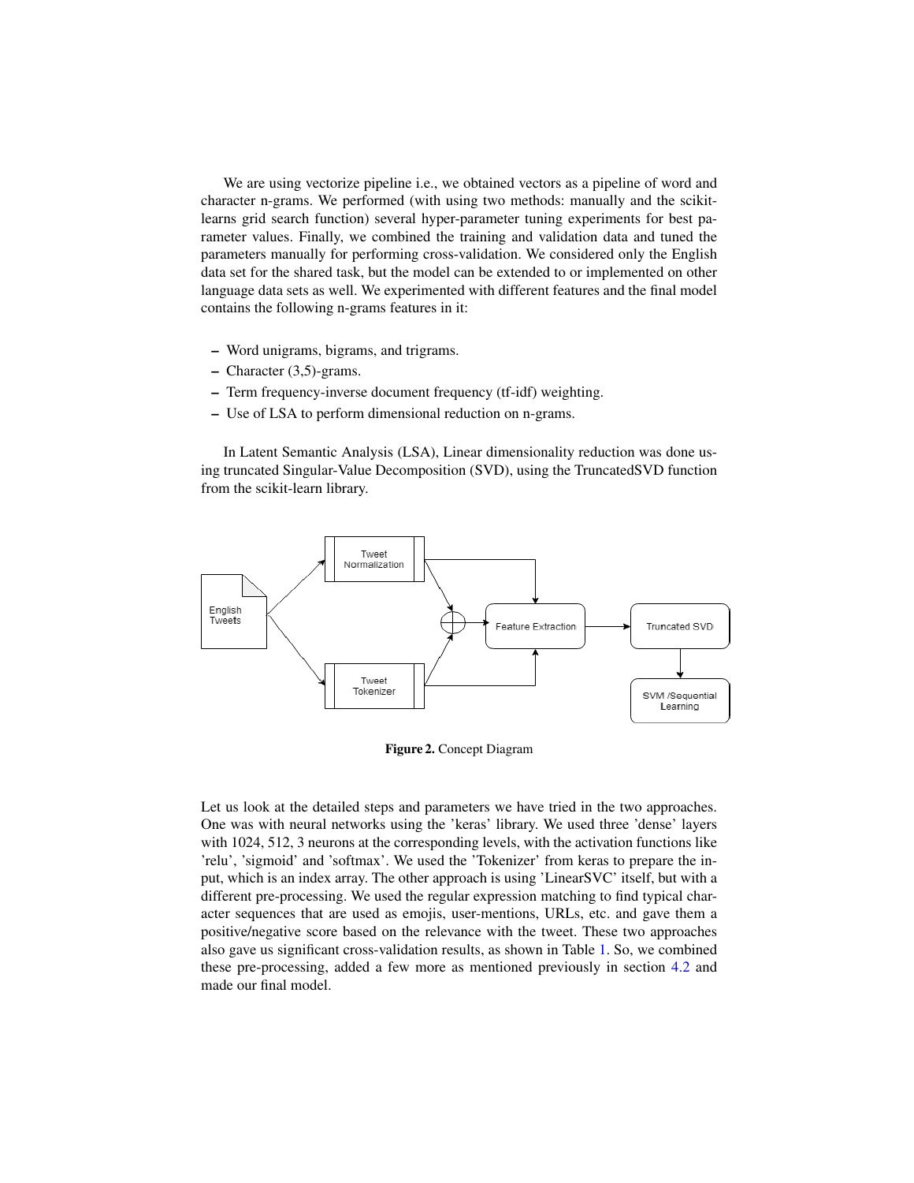We are using vectorize pipeline i.e., we obtained vectors as a pipeline of word and character n-grams. We performed (with using two methods: manually and the scikit-learns grid search function) several hyper-parameter tuning experiments for best parameter values. Finally, we combined the training and validation data and tuned the parameters manually for performing cross-validation. We considered only the English data set for the shared task, but the model can be extended to or implemented on other language data sets as well. We experimented with different features and the final model contains the following n-grams features in it:

- Word unigrams, bigrams, and trigrams.
- Character (3,5)-grams.
- Term frequency-inverse document frequency (tf-idf) weighting.
- Use of LSA to perform dimensional reduction on n-grams.

In Latent Semantic Analysis (LSA), Linear dimensionality reduction was done using truncated Singular-Value Decomposition (SVD), using the TruncatedSVD function from the scikit-learn library.

**Figure 2.** Concept Diagram

Let us look at the detailed steps and parameters we have tried in the two approaches. One was with neural networks using the 'keras' library. We used three 'dense' layers with 1024, 512, 3 neurons at the corresponding levels, with the activation functions like 'relu', 'sigmoid' and 'softmax'. We used the 'Tokenizer' from keras to prepare the input, which is an index array. The other approach is using 'LinearSVC' itself, but with a different pre-processing. We used the regular expression matching to find typical character sequences that are used as emojis, user-mentions, URLs, etc. and gave them a positive/negative score based on the relevance with the tweet. These two approaches also gave us significant cross-validation results, as shown in Table 1. So, we combined these pre-processing, added a few more as mentioned previously in section 4.2 and made our final model.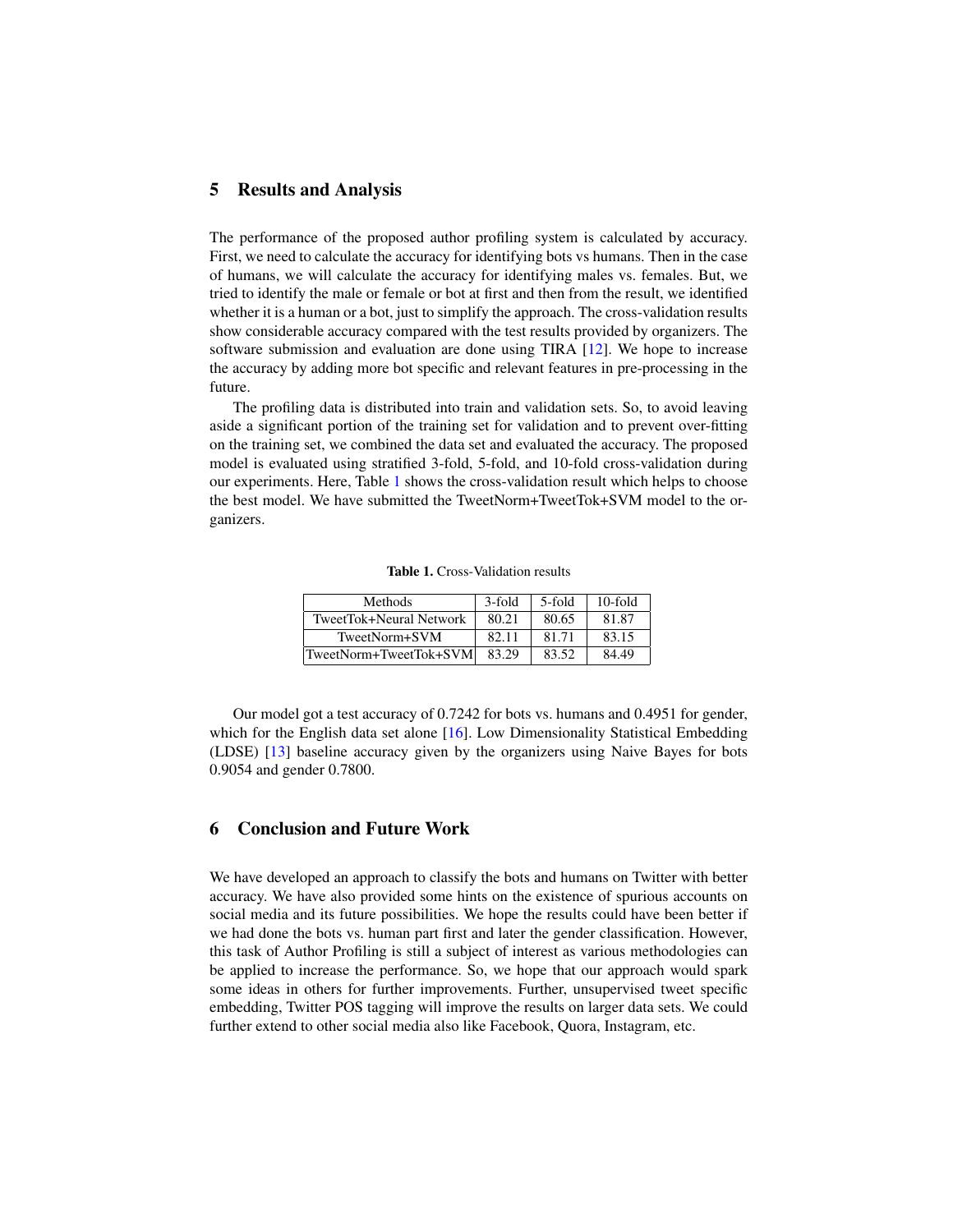## 5 Results and Analysis

The performance of the proposed author profiling system is calculated by accuracy. First, we need to calculate the accuracy for identifying bots vs humans. Then in the case of humans, we will calculate the accuracy for identifying males vs. females. But, we tried to identify the male or female or bot at first and then from the result, we identified whether it is a human or a bot, just to simplify the approach. The cross-validation results show considerable accuracy compared with the test results provided by organizers. The software submission and evaluation are done using TIRA [12]. We hope to increase the accuracy by adding more bot specific and relevant features in pre-processing in the future.

The profiling data is distributed into train and validation sets. So, to avoid leaving aside a significant portion of the training set for validation and to prevent over-fitting on the training set, we combined the data set and evaluated the accuracy. The proposed model is evaluated using stratified 3-fold, 5-fold, and 10-fold cross-validation during our experiments. Here, Table 1 shows the cross-validation result which helps to choose the best model. We have submitted the TweetNorm+TweetTok+SVM model to the organizers.

**Table 1.** Cross-Validation results

| Methods | 3-fold | 5-fold | 10-fold |
|---|---|---|---|
| TweetTok+Neural Network | 80.21 | 80.65 | 81.87 |
| TweetNorm+SVM | 82.11 | 81.71 | 83.15 |
| TweetNorm+TweetTok+SVM | 83.29 | 83.52 | 84.49 |

Our model got a test accuracy of 0.7242 for bots vs. humans and 0.4951 for gender, which for the English data set alone [16]. Low Dimensionality Statistical Embedding (LDSE) [13] baseline accuracy given by the organizers using Naive Bayes for bots 0.9054 and gender 0.7800.

## 6 Conclusion and Future Work

We have developed an approach to classify the bots and humans on Twitter with better accuracy. We have also provided some hints on the existence of spurious accounts on social media and its future possibilities. We hope the results could have been better if we had done the bots vs. human part first and later the gender classification. However, this task of Author Profiling is still a subject of interest as various methodologies can be applied to increase the performance. So, we hope that our approach would spark some ideas in others for further improvements. Further, unsupervised tweet specific embedding, Twitter POS tagging will improve the results on larger data sets. We could further extend to other social media also like Facebook, Quora, Instagram, etc.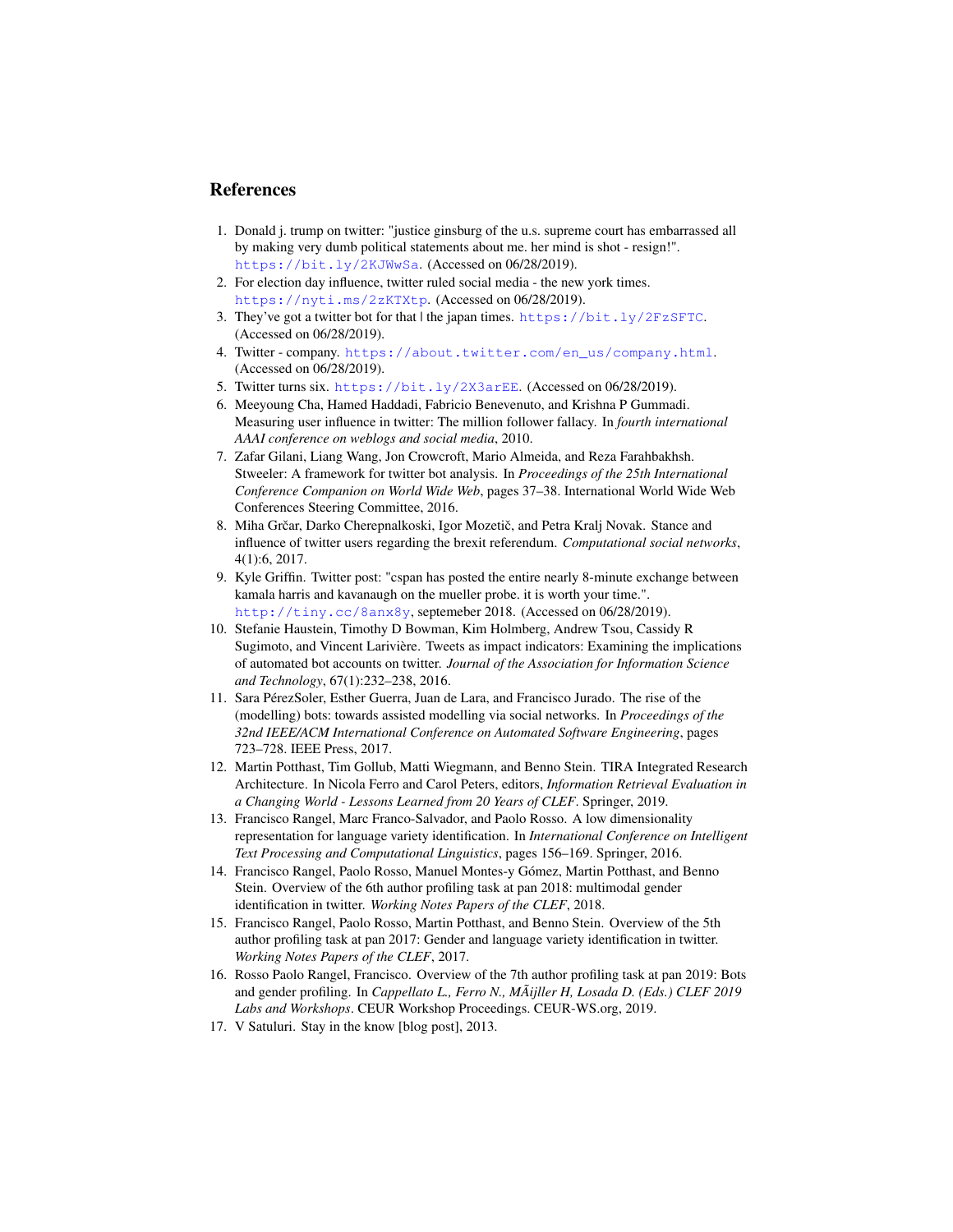## References

1. Donald j. trump on twitter: "justice ginsburg of the u.s. supreme court has embarrassed all by making very dumb political statements about me. her mind is shot - resign!". https://bit.ly/2KJWwSa. (Accessed on 06/28/2019).
2. For election day influence, twitter ruled social media - the new york times. https://nyti.ms/2zKTXtp. (Accessed on 06/28/2019).
3. They've got a twitter bot for that | the japan times. https://bit.ly/2FzSFTC. (Accessed on 06/28/2019).
4. Twitter - company. https://about.twitter.com/en_us/company.html. (Accessed on 06/28/2019).
5. Twitter turns six. https://bit.ly/2X3arEE. (Accessed on 06/28/2019).
6. Meeyoung Cha, Hamed Haddadi, Fabricio Benevenuto, and Krishna P Gummadi. Measuring user influence in twitter: The million follower fallacy. In *fourth international AAAI conference on weblogs and social media*, 2010.
7. Zafar Gilani, Liang Wang, Jon Crowcroft, Mario Almeida, and Reza Farahbakhsh. Stweeler: A framework for twitter bot analysis. In *Proceedings of the 25th International Conference Companion on World Wide Web*, pages 37–38. International World Wide Web Conferences Steering Committee, 2016.
8. Miha Grčar, Darko Cherepnalkoski, Igor Mozetič, and Petra Kralj Novak. Stance and influence of twitter users regarding the brexit referendum. *Computational social networks*, 4(1):6, 2017.
9. Kyle Griffin. Twitter post: "cspan has posted the entire nearly 8-minute exchange between kamala harris and kavanaugh on the mueller probe. it is worth your time.". http://tiny.cc/8anx8y, septemeber 2018. (Accessed on 06/28/2019).
10. Stefanie Haustein, Timothy D Bowman, Kim Holmberg, Andrew Tsou, Cassidy R Sugimoto, and Vincent Larivière. Tweets as impact indicators: Examining the implications of automated bot accounts on twitter. *Journal of the Association for Information Science and Technology*, 67(1):232–238, 2016.
11. Sara PérezSoler, Esther Guerra, Juan de Lara, and Francisco Jurado. The rise of the (modelling) bots: towards assisted modelling via social networks. In *Proceedings of the 32nd IEEE/ACM International Conference on Automated Software Engineering*, pages 723–728. IEEE Press, 2017.
12. Martin Potthast, Tim Gollub, Matti Wiegmann, and Benno Stein. TIRA Integrated Research Architecture. In Nicola Ferro and Carol Peters, editors, *Information Retrieval Evaluation in a Changing World - Lessons Learned from 20 Years of CLEF*. Springer, 2019.
13. Francisco Rangel, Marc Franco-Salvador, and Paolo Rosso. A low dimensionality representation for language variety identification. In *International Conference on Intelligent Text Processing and Computational Linguistics*, pages 156–169. Springer, 2016.
14. Francisco Rangel, Paolo Rosso, Manuel Montes-y Gómez, Martin Potthast, and Benno Stein. Overview of the 6th author profiling task at pan 2018: multimodal gender identification in twitter. *Working Notes Papers of the CLEF*, 2018.
15. Francisco Rangel, Paolo Rosso, Martin Potthast, and Benno Stein. Overview of the 5th author profiling task at pan 2017: Gender and language variety identification in twitter. *Working Notes Papers of the CLEF*, 2017.
16. Rosso Paolo Rangel, Francisco. Overview of the 7th author profiling task at pan 2019: Bots and gender profiling. In *Cappellato L., Ferro N., MÃijller H, Losada D. (Eds.) CLEF 2019 Labs and Workshops*. CEUR Workshop Proceedings. CEUR-WS.org, 2019.
17. V Satuluri. Stay in the know [blog post], 2013.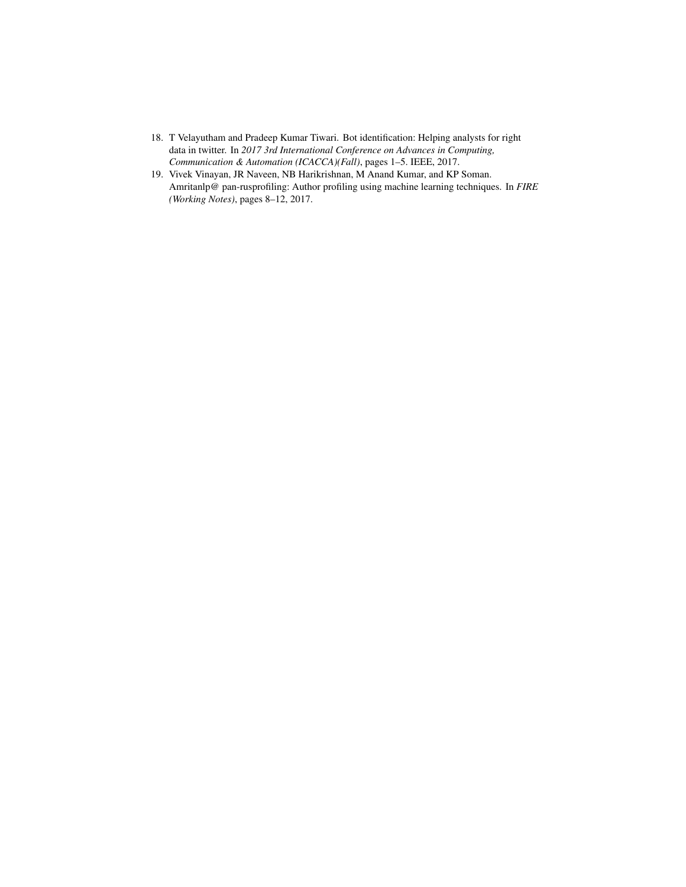18. T Velayutham and Pradeep Kumar Tiwari. Bot identification: Helping analysts for right data in twitter. In *2017 3rd International Conference on Advances in Computing, Communication & Automation (ICACCA)(Fall)*, pages 1–5. IEEE, 2017.
19. Vivek Vinayan, JR Naveen, NB Harikrishnan, M Anand Kumar, and KP Soman. Amritanlp@ pan-rusprofiling: Author profiling using machine learning techniques. In *FIRE (Working Notes)*, pages 8–12, 2017.